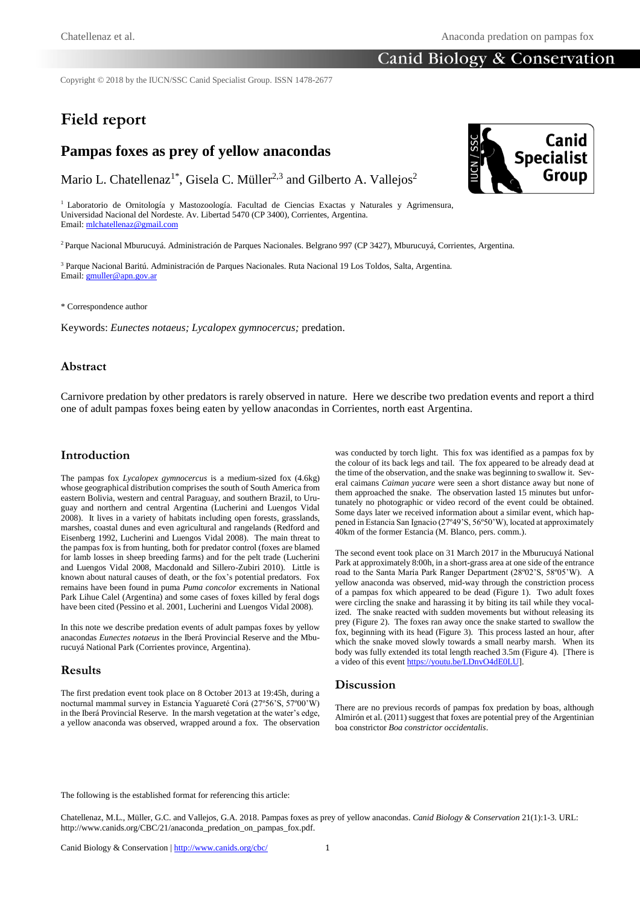Copyright © 2018 by the IUCN/SSC Canid Specialist Group. ISSN 1478-2677

# Field report

## Pampas foxes as prey of yellow anacondas

Mario L. Chatellenaz[1*], Gisela C. Müller[2,3] and Gilberto A. Vallejos[2]

[1] Laboratorio de Ornitología y Mastozoología. Facultad de Ciencias Exactas y Naturales y Agrimensura, Universidad Nacional del Nordeste. Av. Libertad 5470 (CP 3400), Corrientes, Argentina.
Email: mlchatellenaz@gmail.com

[2] Parque Nacional Mburucuyá. Administración de Parques Nacionales. Belgrano 997 (CP 3427), Mburucuyá, Corrientes, Argentina.

[3] Parque Nacional Baritú. Administración de Parques Nacionales. Ruta Nacional 19 Los Toldos, Salta, Argentina.
Email: gmuller@apn.gov.ar

* Correspondence author

Keywords: *Eunectes notaeus; Lycalopex gymnocercus;* predation.

### Abstract

Carnivore predation by other predators is rarely observed in nature. Here we describe two predation events and report a third one of adult pampas foxes being eaten by yellow anacondas in Corrientes, north east Argentina.

### Introduction

The pampas fox *Lycalopex gymnocercus* is a medium-sized fox (4.6kg) whose geographical distribution comprises the south of South America from eastern Bolivia, western and central Paraguay, and southern Brazil, to Uruguay and northern and central Argentina (Lucherini and Luengos Vidal 2008). It lives in a variety of habitats including open forests, grasslands, marshes, coastal dunes and even agricultural and rangelands (Redford and Eisenberg 1992, Lucherini and Luengos Vidal 2008). The main threat to the pampas fox is from hunting, both for predator control (foxes are blamed for lamb losses in sheep breeding farms) and for the pelt trade (Lucherini and Luengos Vidal 2008, Macdonald and Sillero-Zubiri 2010). Little is known about natural causes of death, or the fox's potential predators. Fox remains have been found in puma *Puma concolor* excrements in National Park Lihue Calel (Argentina) and some cases of foxes killed by feral dogs have been cited (Pessino et al. 2001, Lucherini and Luengos Vidal 2008).

In this note we describe predation events of adult pampas foxes by yellow anacondas *Eunectes notaeus* in the Iberá Provincial Reserve and the Mburucuyá National Park (Corrientes province, Argentina).

### Results

The first predation event took place on 8 October 2013 at 19:45h, during a nocturnal mammal survey in Estancia Yaguareté Corá (27º56'S, 57º00'W) in the Iberá Provincial Reserve. In the marsh vegetation at the water's edge, a yellow anaconda was observed, wrapped around a fox. The observation was conducted by torch light. This fox was identified as a pampas fox by the colour of its back legs and tail. The fox appeared to be already dead at the time of the observation, and the snake was beginning to swallow it. Several caimans *Caiman yacare* were seen a short distance away but none of them approached the snake. The observation lasted 15 minutes but unfortunately no photographic or video record of the event could be obtained. Some days later we received information about a similar event, which happened in Estancia San Ignacio (27º49'S, 56º50'W), located at approximately 40km of the former Estancia (M. Blanco, pers. comm.).

The second event took place on 31 March 2017 in the Mburucuyá National Park at approximately 8:00h, in a short-grass area at one side of the entrance road to the Santa Maria Park Ranger Department (28º02'S, 58º05'W). A yellow anaconda was observed, mid-way through the constriction process of a pampas fox which appeared to be dead (Figure 1). Two adult foxes were circling the snake and harassing it by biting its tail while they vocalized. The snake reacted with sudden movements but without releasing its prey (Figure 2). The foxes ran away once the snake started to swallow the fox, beginning with its head (Figure 3). This process lasted an hour, after which the snake moved slowly towards a small nearby marsh. When its body was fully extended its total length reached 3.5m (Figure 4). [There is a video of this event https://youtu.be/LDnvO4dE0LU].

### Discussion

There are no previous records of pampas fox predation by boas, although Almirón et al. (2011) suggest that foxes are potential prey of the Argentinian boa constrictor *Boa constrictor occidentalis*.

The following is the established format for referencing this article:

Chatellenaz, M.L., Müller, G.C. and Vallejos, G.A. 2018. Pampas foxes as prey of yellow anacondas. *Canid Biology & Conservation* 21(1):1-3. URL: http://www.canids.org/CBC/21/anaconda_predation_on_pampas_fox.pdf.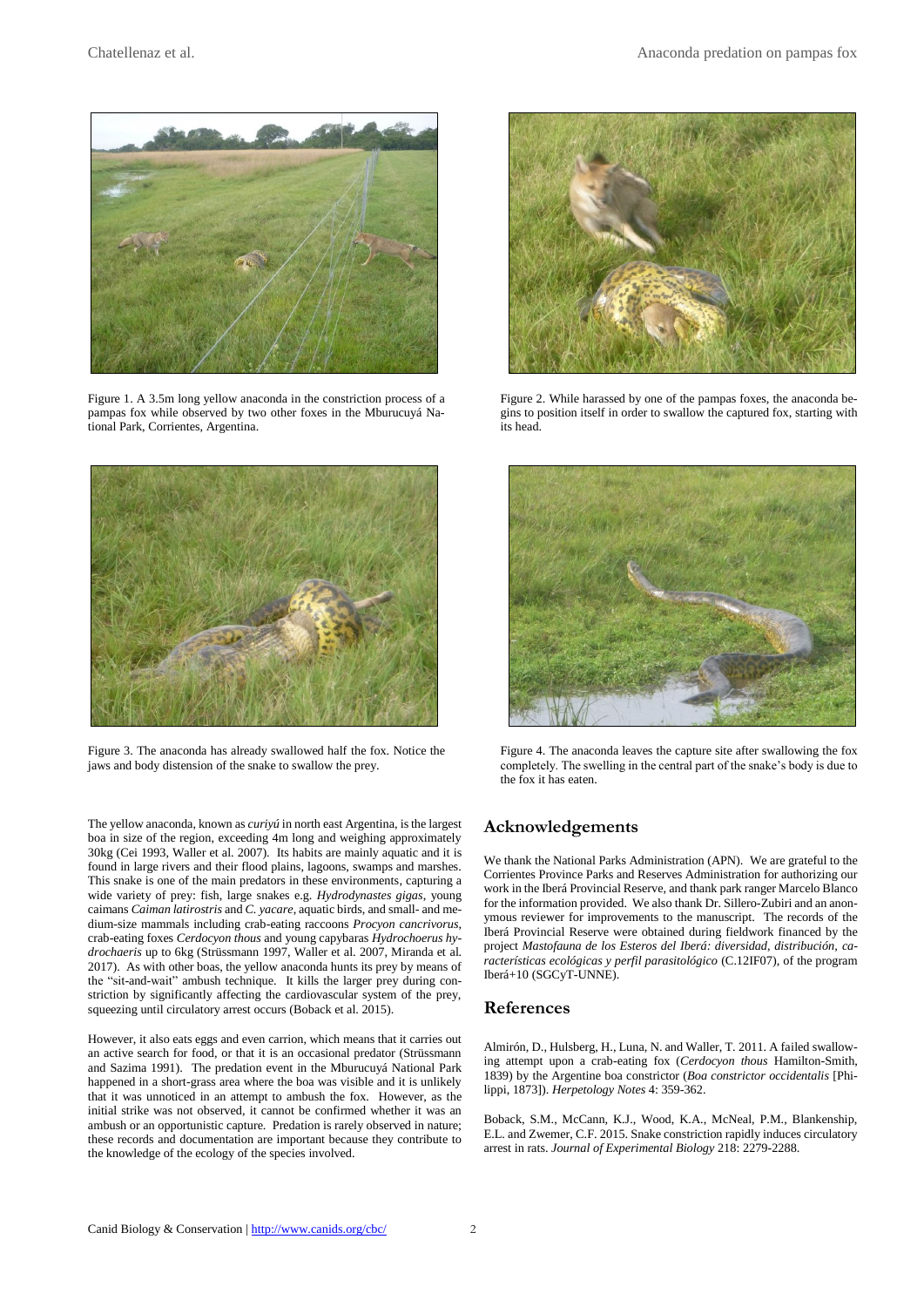Figure 1. A 3.5m long yellow anaconda in the constriction process of a pampas fox while observed by two other foxes in the Mburucuyá National Park, Corrientes, Argentina.

Figure 2. While harassed by one of the pampas foxes, the anaconda begins to position itself in order to swallow the captured fox, starting with its head.

Figure 3. The anaconda has already swallowed half the fox. Notice the jaws and body distension of the snake to swallow the prey.

Figure 4. The anaconda leaves the capture site after swallowing the fox completely. The swelling in the central part of the snake's body is due to the fox it has eaten.

The yellow anaconda, known as *curiyú* in north east Argentina, is the largest boa in size of the region, exceeding 4m long and weighing approximately 30kg (Cei 1993, Waller et al. 2007). Its habits are mainly aquatic and it is found in large rivers and their flood plains, lagoons, swamps and marshes. This snake is one of the main predators in these environments, capturing a wide variety of prey: fish, large snakes e.g. *Hydrodynastes gigas*, young caimans *Caiman latirostris* and *C. yacare*, aquatic birds, and small- and medium-size mammals including crab-eating raccoons *Procyon cancrivorus*, crab-eating foxes *Cerdocyon thous* and young capybaras *Hydrochoerus hydrochaeris* up to 6kg (Strüssmann 1997, Waller et al. 2007, Miranda et al. 2017). As with other boas, the yellow anaconda hunts its prey by means of the "sit-and-wait" ambush technique. It kills the larger prey during constriction by significantly affecting the cardiovascular system of the prey, squeezing until circulatory arrest occurs (Boback et al. 2015).

However, it also eats eggs and even carrion, which means that it carries out an active search for food, or that it is an occasional predator (Strüssmann and Sazima 1991). The predation event in the Mburucuyá National Park happened in a short-grass area where the boa was visible and it is unlikely that it was unnoticed in an attempt to ambush the fox. However, as the initial strike was not observed, it cannot be confirmed whether it was an ambush or an opportunistic capture. Predation is rarely observed in nature; these records and documentation are important because they contribute to the knowledge of the ecology of the species involved.

## Acknowledgements

We thank the National Parks Administration (APN). We are grateful to the Corrientes Province Parks and Reserves Administration for authorizing our work in the Iberá Provincial Reserve, and thank park ranger Marcelo Blanco for the information provided. We also thank Dr. Sillero-Zubiri and an anonymous reviewer for improvements to the manuscript. The records of the Iberá Provincial Reserve were obtained during fieldwork financed by the project *Mastofauna de los Esteros del Iberá: diversidad, distribución, características ecológicas y perfil parasitológico* (C.12IF07), of the program Iberá+10 (SGCyT-UNNE).

## References

Almirón, D., Hulsberg, H., Luna, N. and Waller, T. 2011. A failed swallowing attempt upon a crab-eating fox (*Cerdocyon thous* Hamilton-Smith, 1839) by the Argentine boa constrictor (*Boa constrictor occidentalis* [Philippi, 1873]). *Herpetology Notes* 4: 359-362.

Boback, S.M., McCann, K.J., Wood, K.A., McNeal, P.M., Blankenship, E.L. and Zwemer, C.F. 2015. Snake constriction rapidly induces circulatory arrest in rats. *Journal of Experimental Biology* 218: 2279-2288.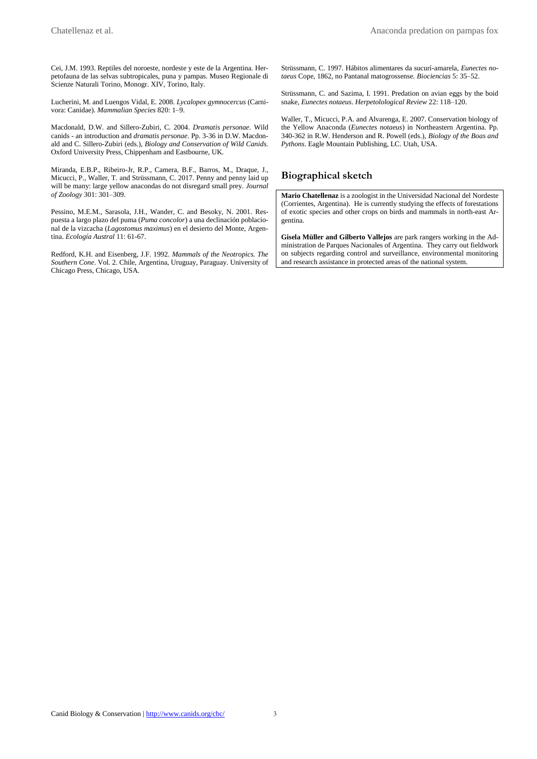Cei, J.M. 1993. Reptiles del noroeste, nordeste y este de la Argentina. Herpetofauna de las selvas subtropicales, puna y pampas. Museo Regionale di Scienze Naturali Torino, Monogr. XIV, Torino, Italy.

Lucherini, M. and Luengos Vidal, E. 2008. *Lycalopex gymnocercus* (Carnivora: Canidae). *Mammalian Species* 820: 1–9.

Macdonald, D.W. and Sillero-Zubiri, C. 2004. *Dramatis personae*. Wild canids - an introduction and *dramatis personae*. Pp. 3-36 in D.W. Macdonald and C. Sillero-Zubiri (eds.), *Biology and Conservation of Wild Canids*. Oxford University Press, Chippenham and Eastbourne, UK.

Miranda, E.B.P., Ribeiro-Jr, R.P., Camera, B.F., Barros, M., Draque, J., Micucci, P., Waller, T. and Strüssmann, C. 2017. Penny and penny laid up will be many: large yellow anacondas do not disregard small prey. *Journal of Zoology* 301: 301–309.

Pessino, M.E.M., Sarasola, J.H., Wander, C. and Besoky, N. 2001. Respuesta a largo plazo del puma (*Puma concolor*) a una declinación poblacional de la vizcacha (*Lagostomus maximus*) en el desierto del Monte, Argentina. *Ecología Austral* 11: 61-67.

Redford, K.H. and Eisenberg, J.F. 1992. *Mammals of the Neotropics. The Southern Cone*. Vol. 2. Chile, Argentina, Uruguay, Paraguay. University of Chicago Press, Chicago, USA.

Strüssmann, C. 1997. Hábitos alimentares da sucurí-amarela, *Eunectes notaeus* Cope, 1862, no Pantanal matogrossense. *Biociencias* 5: 35–52.

Strüssmann, C. and Sazima, I. 1991. Predation on avian eggs by the boid snake, *Eunectes notaeus*. *Herpetolological Review* 22: 118–120.

Waller, T., Micucci, P.A. and Alvarenga, E. 2007. Conservation biology of the Yellow Anaconda (*Eunectes notaeus*) in Northeastern Argentina. Pp. 340-362 in R.W. Henderson and R. Powell (eds.), *Biology of the Boas and Pythons*. Eagle Mountain Publishing, LC. Utah, USA.

## Biographical sketch

**Mario Chatellenaz** is a zoologist in the Universidad Nacional del Nordeste (Corrientes, Argentina). He is currently studying the effects of forestations of exotic species and other crops on birds and mammals in north-east Argentina.

**Gisela Müller and Gilberto Vallejos** are park rangers working in the Administration de Parques Nacionales of Argentina. They carry out fieldwork on subjects regarding control and surveillance, environmental monitoring and research assistance in protected areas of the national system.